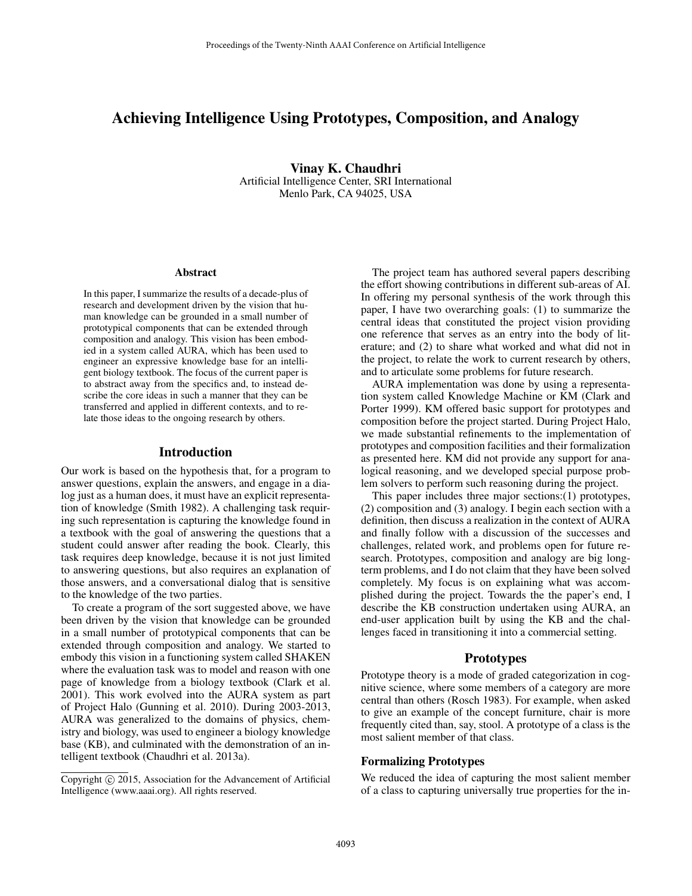# Achieving Intelligence Using Prototypes, Composition, and Analogy

**Vinay K. Chaudhri**
Artificial Intelligence Center, SRI International
Menlo Park, CA 94025, USA

## Abstract

In this paper, I summarize the results of a decade-plus of research and development driven by the vision that human knowledge can be grounded in a small number of prototypical components that can be extended through composition and analogy. This vision has been embodied in a system called AURA, which has been used to engineer an expressive knowledge base for an intelligent biology textbook. The focus of the current paper is to abstract away from the specifics and, to instead describe the core ideas in such a manner that they can be transferred and applied in different contexts, and to relate those ideas to the ongoing research by others.

## Introduction

Our work is based on the hypothesis that, for a program to answer questions, explain the answers, and engage in a dialog just as a human does, it must have an explicit representation of knowledge (Smith 1982). A challenging task requiring such representation is capturing the knowledge found in a textbook with the goal of answering the questions that a student could answer after reading the book. Clearly, this task requires deep knowledge, because it is not just limited to answering questions, but also requires an explanation of those answers, and a conversational dialog that is sensitive to the knowledge of the two parties.

To create a program of the sort suggested above, we have been driven by the vision that knowledge can be grounded in a small number of prototypical components that can be extended through composition and analogy. We started to embody this vision in a functioning system called SHAKEN where the evaluation task was to model and reason with one page of knowledge from a biology textbook (Clark et al. 2001). This work evolved into the AURA system as part of Project Halo (Gunning et al. 2010). During 2003-2013, AURA was generalized to the domains of physics, chemistry and biology, was used to engineer a biology knowledge base (KB), and culminated with the demonstration of an intelligent textbook (Chaudhri et al. 2013a).

The project team has authored several papers describing the effort showing contributions in different sub-areas of AI. In offering my personal synthesis of the work through this paper, I have two overarching goals: (1) to summarize the central ideas that constituted the project vision providing one reference that serves as an entry into the body of literature; and (2) to share what worked and what did not in the project, to relate the work to current research by others, and to articulate some problems for future research.

AURA implementation was done by using a representation system called Knowledge Machine or KM (Clark and Porter 1999). KM offered basic support for prototypes and composition before the project started. During Project Halo, we made substantial refinements to the implementation of prototypes and composition facilities and their formalization as presented here. KM did not provide any support for analogical reasoning, and we developed special purpose problem solvers to perform such reasoning during the project.

This paper includes three major sections:(1) prototypes, (2) composition and (3) analogy. I begin each section with a definition, then discuss a realization in the context of AURA and finally follow with a discussion of the successes and challenges, related work, and problems open for future research. Prototypes, composition and analogy are big long-term problems, and I do not claim that they have been solved completely. My focus is on explaining what was accomplished during the project. Towards the the paper's end, I describe the KB construction undertaken using AURA, an end-user application built by using the KB and the challenges faced in transitioning it into a commercial setting.

## Prototypes

Prototype theory is a mode of graded categorization in cognitive science, where some members of a category are more central than others (Rosch 1983). For example, when asked to give an example of the concept furniture, chair is more frequently cited than, say, stool. A prototype of a class is the most salient member of that class.

### Formalizing Prototypes

We reduced the idea of capturing the most salient member of a class to capturing universally true properties for the in-

Copyright © 2015, Association for the Advancement of Artificial Intelligence (www.aaai.org). All rights reserved.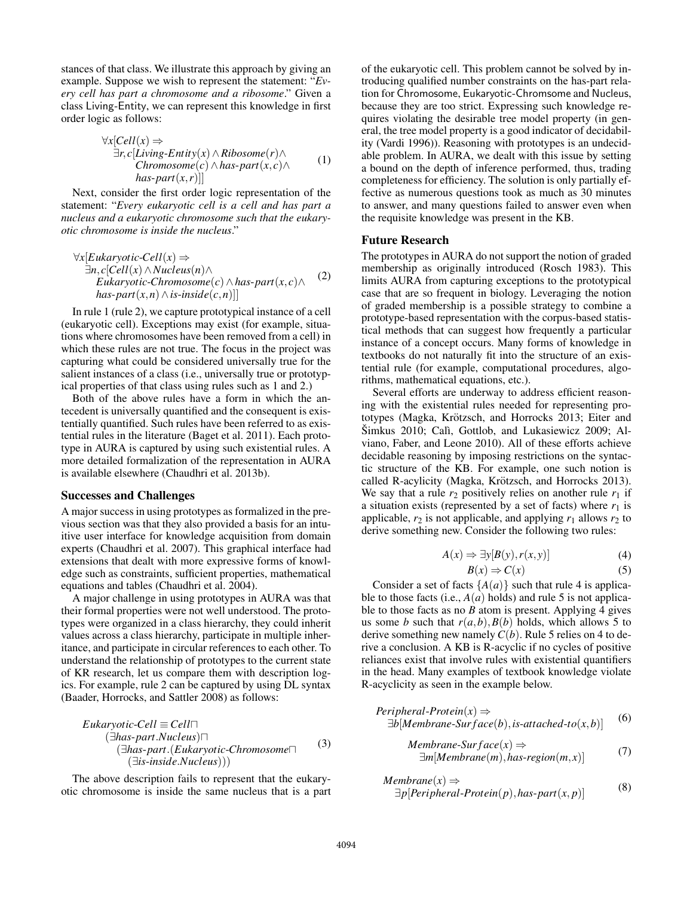stances of that class. We illustrate this approach by giving an example. Suppose we wish to represent the statement: "*Every cell has part a chromosome and a ribosome*." Given a class Living-Entity, we can represent this knowledge in first order logic as follows:

$$\begin{aligned}&\forall x[Cell(x) \Rightarrow \\ &\quad \exists r,c[Living\text{-}Entity(x) \wedge Ribosome(r) \wedge \\ &\qquad Chromosome(c) \wedge has\text{-}part(x,c) \wedge \\ &\qquad has\text{-}part(x,r)]]\end{aligned} \tag{1}$$

Next, consider the first order logic representation of the statement: "*Every eukaryotic cell is a cell and has part a nucleus and a eukaryotic chromosome such that the eukaryotic chromosome is inside the nucleus*."

$$\begin{aligned}&\forall x[Eukaryotic\text{-}Cell(x) \Rightarrow \\ &\quad \exists n,c[Cell(x) \wedge Nucleus(n) \wedge \\ &\qquad Eukaryotic\text{-}Chromosome(c) \wedge has\text{-}part(x,c) \wedge \\ &\qquad has\text{-}part(x,n) \wedge is\text{-}inside(c,n)]]\end{aligned} \tag{2}$$

In rule 1 (rule 2), we capture prototypical instance of a cell (eukaryotic cell). Exceptions may exist (for example, situations where chromosomes have been removed from a cell) in which these rules are not true. The focus in the project was capturing what could be considered universally true for the salient instances of a class (i.e., universally true or prototypical properties of that class using rules such as 1 and 2.)

Both of the above rules have a form in which the antecedent is universally quantified and the consequent is existentially quantified. Such rules have been referred to as existential rules in the literature (Baget et al. 2011). Each prototype in AURA is captured by using such existential rules. A more detailed formalization of the representation in AURA is available elsewhere (Chaudhri et al. 2013b).

## Successes and Challenges

A major success in using prototypes as formalized in the previous section was that they also provided a basis for an intuitive user interface for knowledge acquisition from domain experts (Chaudhri et al. 2007). This graphical interface had extensions that dealt with more expressive forms of knowledge such as constraints, sufficient properties, mathematical equations and tables (Chaudhri et al. 2004).

A major challenge in using prototypes in AURA was that their formal properties were not well understood. The prototypes were organized in a class hierarchy, they could inherit values across a class hierarchy, participate in multiple inheritance, and participate in circular references to each other. To understand the relationship of prototypes to the current state of KR research, let us compare them with description logics. For example, rule 2 can be captured by using DL syntax (Baader, Horrocks, and Sattler 2008) as follows:

$$\begin{aligned}&Eukaryotic\text{-}Cell \equiv Cell \sqcap \\ &\quad (\exists has\text{-}part.Nucleus) \sqcap \\ &\qquad (\exists has\text{-}part.(Eukaryotic\text{-}Chromosome \sqcap \\ &\qquad\quad (\exists is\text{-}inside.Nucleus)))\end{aligned} \tag{3}$$

The above description fails to represent that the eukaryotic chromosome is inside the same nucleus that is a part of the eukaryotic cell. This problem cannot be solved by introducing qualified number constraints on the has-part relation for Chromosome, Eukaryotic-Chromsome and Nucleus, because they are too strict. Expressing such knowledge requires violating the desirable tree model property (in general, the tree model property is a good indicator of decidability (Vardi 1996)). Reasoning with prototypes is an undecidable problem. In AURA, we dealt with this issue by setting a bound on the depth of inference performed, thus, trading completeness for efficiency. The solution is only partially effective as numerous questions took as much as 30 minutes to answer, and many questions failed to answer even when the requisite knowledge was present in the KB.

## Future Research

The prototypes in AURA do not support the notion of graded membership as originally introduced (Rosch 1983). This limits AURA from capturing exceptions to the prototypical case that are so frequent in biology. Leveraging the notion of graded membership is a possible strategy to combine a prototype-based representation with the corpus-based statistical methods that can suggest how frequently a particular instance of a concept occurs. Many forms of knowledge in textbooks do not naturally fit into the structure of an existential rule (for example, computational procedures, algorithms, mathematical equations, etc.).

Several efforts are underway to address efficient reasoning with the existential rules needed for representing prototypes (Magka, Krötzsch, and Horrocks 2013; Eiter and Šimkus 2010; Calì, Gottlob, and Lukasiewicz 2009; Alviano, Faber, and Leone 2010). All of these efforts achieve decidable reasoning by imposing restrictions on the syntactic structure of the KB. For example, one such notion is called R-acylicity (Magka, Krötzsch, and Horrocks 2013). We say that a rule $r_2$ positively relies on another rule $r_1$ if a situation exists (represented by a set of facts) where $r_1$ is applicable, $r_2$ is not applicable, and applying $r_1$ allows $r_2$ to derive something new. Consider the following two rules:

$$A(x) \Rightarrow \exists y[B(y), r(x,y)] \tag{4}$$

$$B(x) \Rightarrow C(x) \tag{5}$$

Consider a set of facts $\{A(a)\}$ such that rule 4 is applicable to those facts (i.e., $A(a)$ holds) and rule 5 is not applicable to those facts as no $B$ atom is present. Applying 4 gives us some $b$ such that $r(a,b), B(b)$ holds, which allows 5 to derive something new namely $C(b)$. Rule 5 relies on 4 to derive a conclusion. A KB is R-acyclic if no cycles of positive reliances exist that involve rules with existential quantifiers in the head. Many examples of textbook knowledge violate R-acyclicity as seen in the example below.

$$\begin{aligned}&Peripheral\text{-}Protein(x) \Rightarrow \\ &\quad \exists b[Membrane\text{-}Surface(b), is\text{-}attached\text{-}to(x,b)]\end{aligned} \tag{6}$$

$$\begin{aligned}&Membrane\text{-}Surface(x) \Rightarrow \\ &\quad \exists m[Membrane(m), has\text{-}region(m,x)]\end{aligned} \tag{7}$$

$$\begin{aligned}&Membrane(x) \Rightarrow \\ &\quad \exists p[Peripheral\text{-}Protein(p), has\text{-}part(x,p)]\end{aligned} \tag{8}$$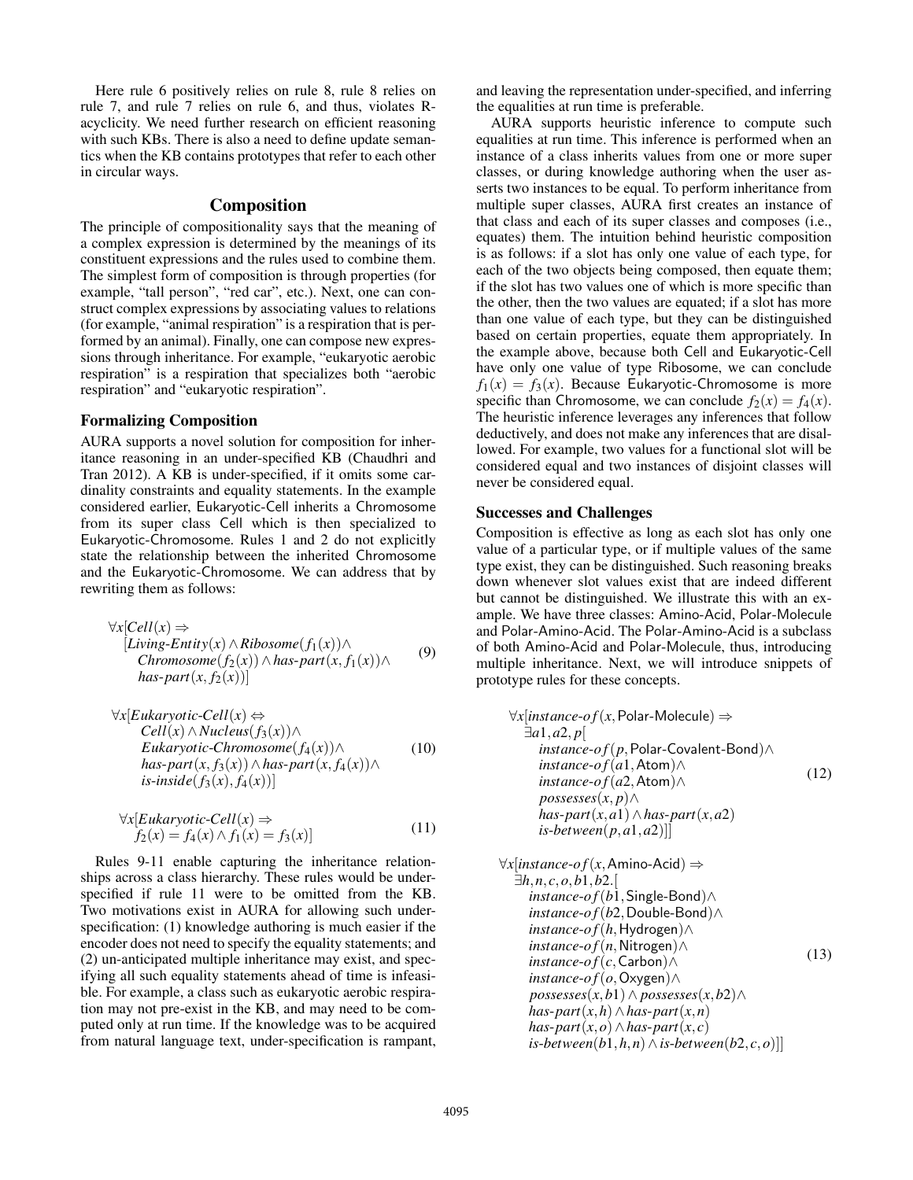Here rule 6 positively relies on rule 8, rule 8 relies on rule 7, and rule 7 relies on rule 6, and thus, violates R-acyclicity. We need further research on efficient reasoning with such KBs. There is also a need to define update semantics when the KB contains prototypes that refer to each other in circular ways.

## Composition

The principle of compositionality says that the meaning of a complex expression is determined by the meanings of its constituent expressions and the rules used to combine them. The simplest form of composition is through properties (for example, "tall person", "red car", etc.). Next, one can construct complex expressions by associating values to relations (for example, "animal respiration" is a respiration that is performed by an animal). Finally, one can compose new expressions through inheritance. For example, "eukaryotic aerobic respiration" is a respiration that specializes both "aerobic respiration" and "eukaryotic respiration".

### Formalizing Composition

AURA supports a novel solution for composition for inheritance reasoning in an under-specified KB (Chaudhri and Tran 2012). A KB is under-specified, if it omits some cardinality constraints and equality statements. In the example considered earlier, Eukaryotic-Cell inherits a Chromosome from its super class Cell which is then specialized to Eukaryotic-Chromosome. Rules 1 and 2 do not explicitly state the relationship between the inherited Chromosome and the Eukaryotic-Chromosome. We can address that by rewriting them as follows:

$$\begin{aligned}&\forall x[\mathit{Cell}(x) \Rightarrow \\ &\quad[\mathit{Living\text{-}Entity}(x) \wedge \mathit{Ribosome}(f_1(x)) \wedge \\ &\quad\mathit{Chromosome}(f_2(x)) \wedge \mathit{has\text{-}part}(x, f_1(x)) \wedge \\ &\quad\mathit{has\text{-}part}(x, f_2(x))]\end{aligned} \tag{9}$$

$$\begin{aligned}&\forall x[\mathit{Eukaryotic\text{-}Cell}(x) \Leftrightarrow \\ &\quad\mathit{Cell}(x) \wedge \mathit{Nucleus}(f_3(x)) \wedge \\ &\quad\mathit{Eukaryotic\text{-}Chromosome}(f_4(x)) \wedge \\ &\quad\mathit{has\text{-}part}(x, f_3(x)) \wedge \mathit{has\text{-}part}(x, f_4(x)) \wedge \\ &\quad\mathit{is\text{-}inside}(f_3(x), f_4(x))]\end{aligned} \tag{10}$$

$$\begin{aligned}&\forall x[\mathit{Eukaryotic\text{-}Cell}(x) \Rightarrow \\ &\quad f_2(x) = f_4(x) \wedge f_1(x) = f_3(x)]\end{aligned} \tag{11}$$

Rules 9-11 enable capturing the inheritance relationships across a class hierarchy. These rules would be under-specified if rule 11 were to be omitted from the KB. Two motivations exist in AURA for allowing such under-specification: (1) knowledge authoring is much easier if the encoder does not need to specify the equality statements; and (2) un-anticipated multiple inheritance may exist, and specifying all such equality statements ahead of time is infeasible. For example, a class such as eukaryotic aerobic respiration may not pre-exist in the KB, and may need to be computed only at run time. If the knowledge was to be acquired from natural language text, under-specification is rampant, and leaving the representation under-specified, and inferring the equalities at run time is preferable.

AURA supports heuristic inference to compute such equalities at run time. This inference is performed when an instance of a class inherits values from one or more super classes, or during knowledge authoring when the user asserts two instances to be equal. To perform inheritance from multiple super classes, AURA first creates an instance of that class and each of its super classes and composes (i.e., equates) them. The intuition behind heuristic composition is as follows: if a slot has only one value of each type, for each of the two objects being composed, then equate them; if the slot has two values one of which is more specific than the other, then the two values are equated; if a slot has more than one value of each type, but they can be distinguished based on certain properties, equate them appropriately. In the example above, because both Cell and Eukaryotic-Cell have only one value of type Ribosome, we can conclude $f_1(x) = f_3(x)$. Because Eukaryotic-Chromosome is more specific than Chromosome, we can conclude $f_2(x) = f_4(x)$. The heuristic inference leverages any inferences that follow deductively, and does not make any inferences that are disallowed. For example, two values for a functional slot will be considered equal and two instances of disjoint classes will never be considered equal.

### Successes and Challenges

Composition is effective as long as each slot has only one value of a particular type, or if multiple values of the same type exist, they can be distinguished. Such reasoning breaks down whenever slot values exist that are indeed different but cannot be distinguished. We illustrate this with an example. We have three classes: Amino-Acid, Polar-Molecule and Polar-Amino-Acid. The Polar-Amino-Acid is a subclass of both Amino-Acid and Polar-Molecule, thus, introducing multiple inheritance. Next, we will introduce snippets of prototype rules for these concepts.

$$\begin{aligned}&\forall x[\mathit{instance\text{-}of}(x, \textsf{Polar-Molecule}) \Rightarrow \\ &\quad\exists a1, a2, p[ \\ &\quad\quad\mathit{instance\text{-}of}(p, \textsf{Polar-Covalent-Bond}) \wedge \\ &\quad\quad\mathit{instance\text{-}of}(a1, \textsf{Atom}) \wedge \\ &\quad\quad\mathit{instance\text{-}of}(a2, \textsf{Atom}) \wedge \\ &\quad\quad\mathit{possesses}(x, p) \wedge \\ &\quad\quad\mathit{has\text{-}part}(x, a1) \wedge \mathit{has\text{-}part}(x, a2) \\ &\quad\quad\mathit{is\text{-}between}(p, a1, a2)]]\end{aligned} \tag{12}$$

$$\begin{aligned}&\forall x[\mathit{instance\text{-}of}(x, \textsf{Amino-Acid}) \Rightarrow \\ &\quad\exists h, n, c, o, b1, b2.[ \\ &\quad\quad\mathit{instance\text{-}of}(b1, \textsf{Single-Bond}) \wedge \\ &\quad\quad\mathit{instance\text{-}of}(b2, \textsf{Double-Bond}) \wedge \\ &\quad\quad\mathit{instance\text{-}of}(h, \textsf{Hydrogen}) \wedge \\ &\quad\quad\mathit{instance\text{-}of}(n, \textsf{Nitrogen}) \wedge \\ &\quad\quad\mathit{instance\text{-}of}(c, \textsf{Carbon}) \wedge \\ &\quad\quad\mathit{instance\text{-}of}(o, \textsf{Oxygen}) \wedge \\ &\quad\quad\mathit{possesses}(x, b1) \wedge \mathit{possesses}(x, b2) \wedge \\ &\quad\quad\mathit{has\text{-}part}(x, h) \wedge \mathit{has\text{-}part}(x, n) \\ &\quad\quad\mathit{has\text{-}part}(x, o) \wedge \mathit{has\text{-}part}(x, c) \\ &\quad\quad\mathit{is\text{-}between}(b1, h, n) \wedge \mathit{is\text{-}between}(b2, c, o)]]\end{aligned} \tag{13}$$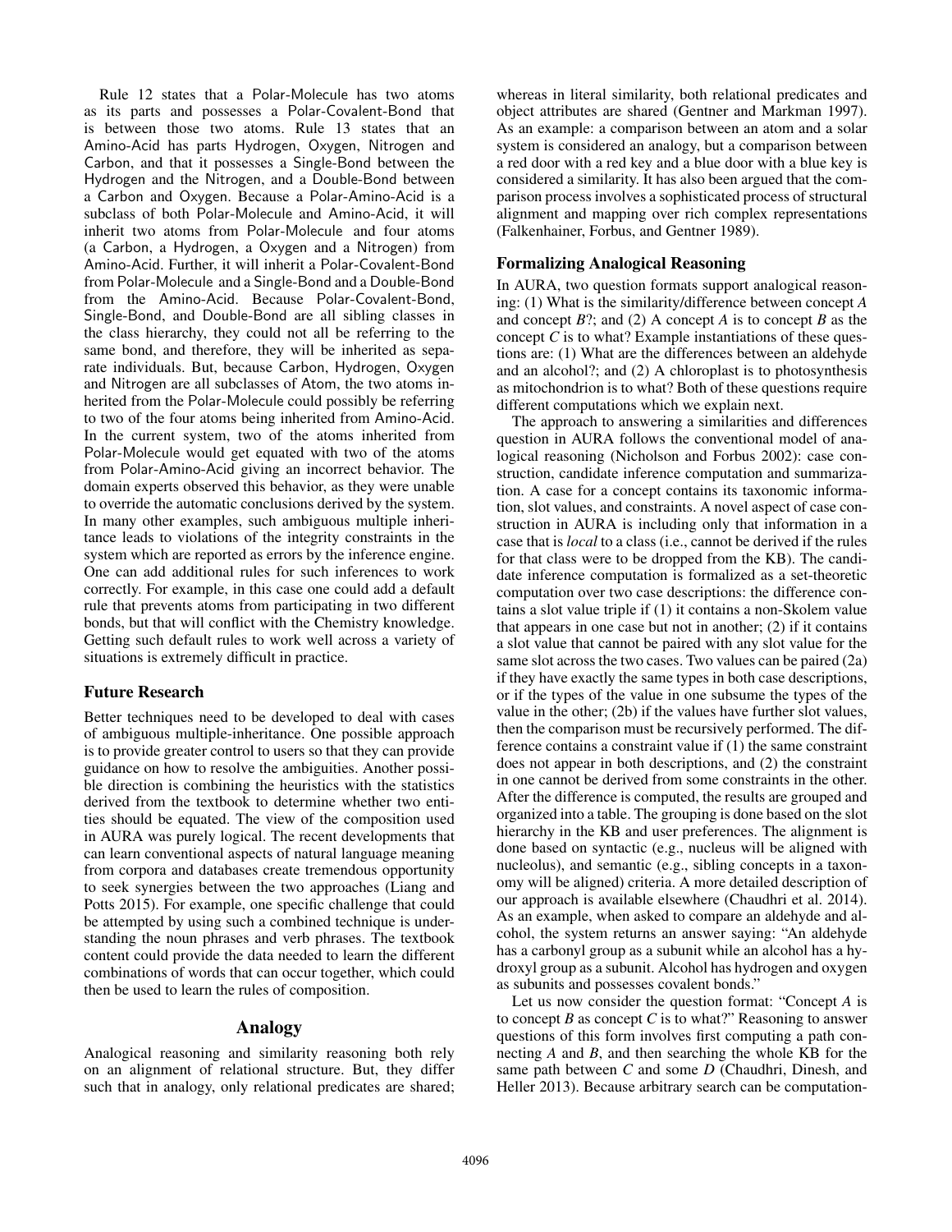Rule 12 states that a Polar-Molecule has two atoms as its parts and possesses a Polar-Covalent-Bond that is between those two atoms. Rule 13 states that an Amino-Acid has parts Hydrogen, Oxygen, Nitrogen and Carbon, and that it possesses a Single-Bond between the Hydrogen and the Nitrogen, and a Double-Bond between a Carbon and Oxygen. Because a Polar-Amino-Acid is a subclass of both Polar-Molecule and Amino-Acid, it will inherit two atoms from Polar-Molecule and four atoms (a Carbon, a Hydrogen, a Oxygen and a Nitrogen) from Amino-Acid. Further, it will inherit a Polar-Covalent-Bond from Polar-Molecule and a Single-Bond and a Double-Bond from the Amino-Acid. Because Polar-Covalent-Bond, Single-Bond, and Double-Bond are all sibling classes in the class hierarchy, they could not all be referring to the same bond, and therefore, they will be inherited as separate individuals. But, because Carbon, Hydrogen, Oxygen and Nitrogen are all subclasses of Atom, the two atoms inherited from the Polar-Molecule could possibly be referring to two of the four atoms being inherited from Amino-Acid. In the current system, two of the atoms inherited from Polar-Molecule would get equated with two of the atoms from Polar-Amino-Acid giving an incorrect behavior. The domain experts observed this behavior, as they were unable to override the automatic conclusions derived by the system. In many other examples, such ambiguous multiple inheritance leads to violations of the integrity constraints in the system which are reported as errors by the inference engine. One can add additional rules for such inferences to work correctly. For example, in this case one could add a default rule that prevents atoms from participating in two different bonds, but that will conflict with the Chemistry knowledge. Getting such default rules to work well across a variety of situations is extremely difficult in practice.

### Future Research

Better techniques need to be developed to deal with cases of ambiguous multiple-inheritance. One possible approach is to provide greater control to users so that they can provide guidance on how to resolve the ambiguities. Another possible direction is combining the heuristics with the statistics derived from the textbook to determine whether two entities should be equated. The view of the composition used in AURA was purely logical. The recent developments that can learn conventional aspects of natural language meaning from corpora and databases create tremendous opportunity to seek synergies between the two approaches (Liang and Potts 2015). For example, one specific challenge that could be attempted by using such a combined technique is understanding the noun phrases and verb phrases. The textbook content could provide the data needed to learn the different combinations of words that can occur together, which could then be used to learn the rules of composition.

## Analogy

Analogical reasoning and similarity reasoning both rely on an alignment of relational structure. But, they differ such that in analogy, only relational predicates are shared; whereas in literal similarity, both relational predicates and object attributes are shared (Gentner and Markman 1997). As an example: a comparison between an atom and a solar system is considered an analogy, but a comparison between a red door with a red key and a blue door with a blue key is considered a similarity. It has also been argued that the comparison process involves a sophisticated process of structural alignment and mapping over rich complex representations (Falkenhainer, Forbus, and Gentner 1989).

### Formalizing Analogical Reasoning

In AURA, two question formats support analogical reasoning: (1) What is the similarity/difference between concept *A* and concept *B*?; and (2) A concept *A* is to concept *B* as the concept *C* is to what? Example instantiations of these questions are: (1) What are the differences between an aldehyde and an alcohol?; and (2) A chloroplast is to photosynthesis as mitochondrion is to what? Both of these questions require different computations which we explain next.

The approach to answering a similarities and differences question in AURA follows the conventional model of analogical reasoning (Nicholson and Forbus 2002): case construction, candidate inference computation and summarization. A case for a concept contains its taxonomic information, slot values, and constraints. A novel aspect of case construction in AURA is including only that information in a case that is *local* to a class (i.e., cannot be derived if the rules for that class were to be dropped from the KB). The candidate inference computation is formalized as a set-theoretic computation over two case descriptions: the difference contains a slot value triple if (1) it contains a non-Skolem value that appears in one case but not in another; (2) if it contains a slot value that cannot be paired with any slot value for the same slot across the two cases. Two values can be paired (2a) if they have exactly the same types in both case descriptions, or if the types of the value in one subsume the types of the value in the other; (2b) if the values have further slot values, then the comparison must be recursively performed. The difference contains a constraint value if (1) the same constraint does not appear in both descriptions, and (2) the constraint in one cannot be derived from some constraints in the other. After the difference is computed, the results are grouped and organized into a table. The grouping is done based on the slot hierarchy in the KB and user preferences. The alignment is done based on syntactic (e.g., nucleus will be aligned with nucleolus), and semantic (e.g., sibling concepts in a taxonomy will be aligned) criteria. A more detailed description of our approach is available elsewhere (Chaudhri et al. 2014). As an example, when asked to compare an aldehyde and alcohol, the system returns an answer saying: "An aldehyde has a carbonyl group as a subunit while an alcohol has a hydroxyl group as a subunit. Alcohol has hydrogen and oxygen as subunits and possesses covalent bonds."

Let us now consider the question format: "Concept *A* is to concept *B* as concept *C* is to what?" Reasoning to answer questions of this form involves first computing a path connecting *A* and *B*, and then searching the whole KB for the same path between *C* and some *D* (Chaudhri, Dinesh, and Heller 2013). Because arbitrary search can be computation-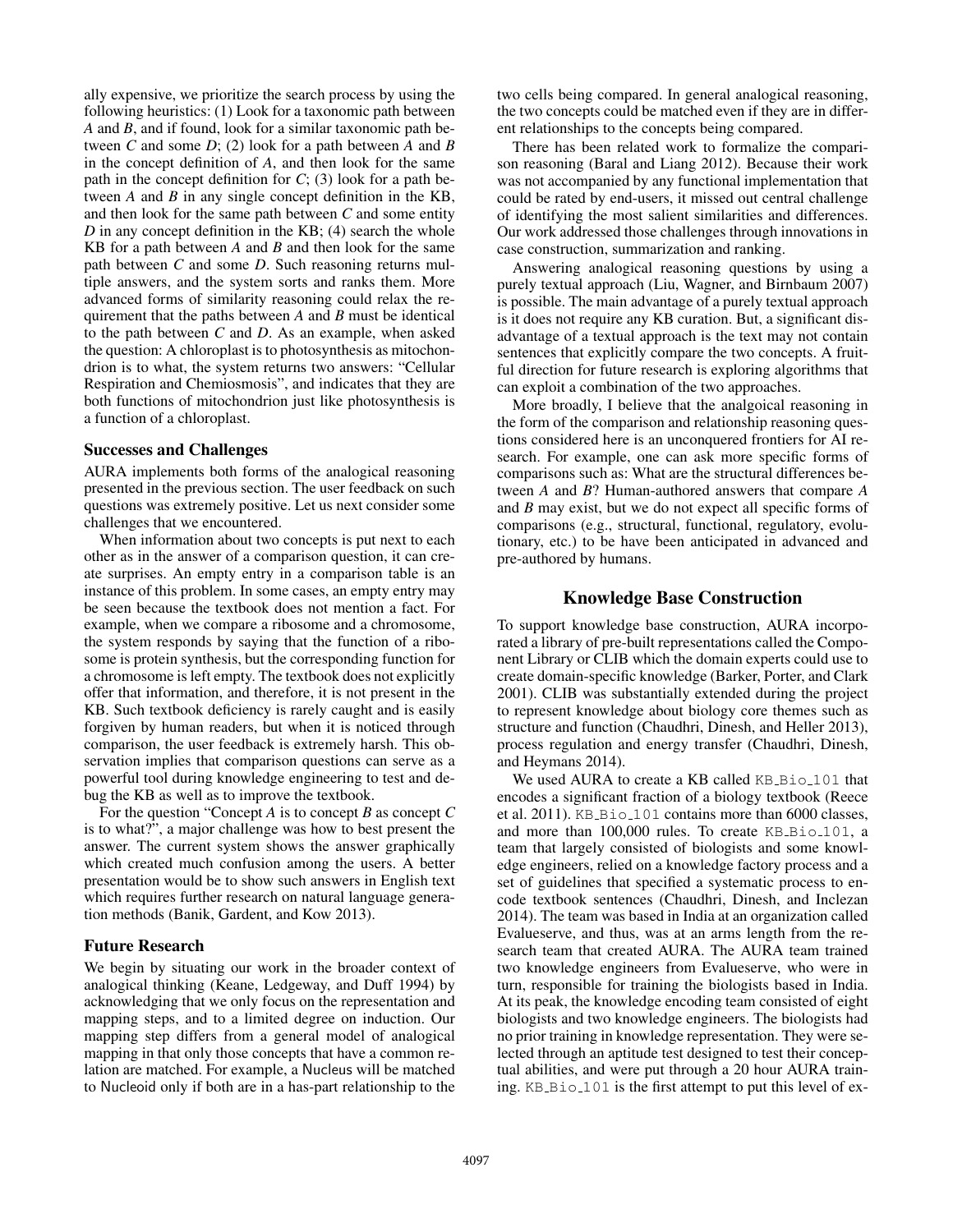ally expensive, we prioritize the search process by using the following heuristics: (1) Look for a taxonomic path between *A* and *B*, and if found, look for a similar taxonomic path between *C* and some *D*; (2) look for a path between *A* and *B* in the concept definition of *A*, and then look for the same path in the concept definition for *C*; (3) look for a path between *A* and *B* in any single concept definition in the KB, and then look for the same path between *C* and some entity *D* in any concept definition in the KB; (4) search the whole KB for a path between *A* and *B* and then look for the same path between *C* and some *D*. Such reasoning returns multiple answers, and the system sorts and ranks them. More advanced forms of similarity reasoning could relax the requirement that the paths between *A* and *B* must be identical to the path between *C* and *D*. As an example, when asked the question: A chloroplast is to photosynthesis as mitochondrion is to what, the system returns two answers: "Cellular Respiration and Chemiosmosis", and indicates that they are both functions of mitochondrion just like photosynthesis is a function of a chloroplast.

### Successes and Challenges

AURA implements both forms of the analogical reasoning presented in the previous section. The user feedback on such questions was extremely positive. Let us next consider some challenges that we encountered.

When information about two concepts is put next to each other as in the answer of a comparison question, it can create surprises. An empty entry in a comparison table is an instance of this problem. In some cases, an empty entry may be seen because the textbook does not mention a fact. For example, when we compare a ribosome and a chromosome, the system responds by saying that the function of a ribosome is protein synthesis, but the corresponding function for a chromosome is left empty. The textbook does not explicitly offer that information, and therefore, it is not present in the KB. Such textbook deficiency is rarely caught and is easily forgiven by human readers, but when it is noticed through comparison, the user feedback is extremely harsh. This observation implies that comparison questions can serve as a powerful tool during knowledge engineering to test and debug the KB as well as to improve the textbook.

For the question "Concept *A* is to concept *B* as concept *C* is to what?", a major challenge was how to best present the answer. The current system shows the answer graphically which created much confusion among the users. A better presentation would be to show such answers in English text which requires further research on natural language generation methods (Banik, Gardent, and Kow 2013).

### Future Research

We begin by situating our work in the broader context of analogical thinking (Keane, Ledgeway, and Duff 1994) by acknowledging that we only focus on the representation and mapping steps, and to a limited degree on induction. Our mapping step differs from a general model of analogical mapping in that only those concepts that have a common relation are matched. For example, a Nucleus will be matched to Nucleoid only if both are in a has-part relationship to the two cells being compared. In general analogical reasoning, the two concepts could be matched even if they are in different relationships to the concepts being compared.

There has been related work to formalize the comparison reasoning (Baral and Liang 2012). Because their work was not accompanied by any functional implementation that could be rated by end-users, it missed out central challenge of identifying the most salient similarities and differences. Our work addressed those challenges through innovations in case construction, summarization and ranking.

Answering analogical reasoning questions by using a purely textual approach (Liu, Wagner, and Birnbaum 2007) is possible. The main advantage of a purely textual approach is it does not require any KB curation. But, a significant disadvantage of a textual approach is the text may not contain sentences that explicitly compare the two concepts. A fruitful direction for future research is exploring algorithms that can exploit a combination of the two approaches.

More broadly, I believe that the analgoical reasoning in the form of the comparison and relationship reasoning questions considered here is an unconquered frontiers for AI research. For example, one can ask more specific forms of comparisons such as: What are the structural differences between *A* and *B*? Human-authored answers that compare *A* and *B* may exist, but we do not expect all specific forms of comparisons (e.g., structural, functional, regulatory, evolutionary, etc.) to be have been anticipated in advanced and pre-authored by humans.

## Knowledge Base Construction

To support knowledge base construction, AURA incorporated a library of pre-built representations called the Component Library or CLIB which the domain experts could use to create domain-specific knowledge (Barker, Porter, and Clark 2001). CLIB was substantially extended during the project to represent knowledge about biology core themes such as structure and function (Chaudhri, Dinesh, and Heller 2013), process regulation and energy transfer (Chaudhri, Dinesh, and Heymans 2014).

We used AURA to create a KB called `KB_Bio_101` that encodes a significant fraction of a biology textbook (Reece et al. 2011). `KB_Bio_101` contains more than 6000 classes, and more than 100,000 rules. To create `KB_Bio_101`, a team that largely consisted of biologists and some knowledge engineers, relied on a knowledge factory process and a set of guidelines that specified a systematic process to encode textbook sentences (Chaudhri, Dinesh, and Inclezan 2014). The team was based in India at an organization called Evalueserve, and thus, was at an arms length from the research team that created AURA. The AURA team trained two knowledge engineers from Evalueserve, who were in turn, responsible for training the biologists based in India. At its peak, the knowledge encoding team consisted of eight biologists and two knowledge engineers. The biologists had no prior training in knowledge representation. They were selected through an aptitude test designed to test their conceptual abilities, and were put through a 20 hour AURA training. `KB_Bio_101` is the first attempt to put this level of ex-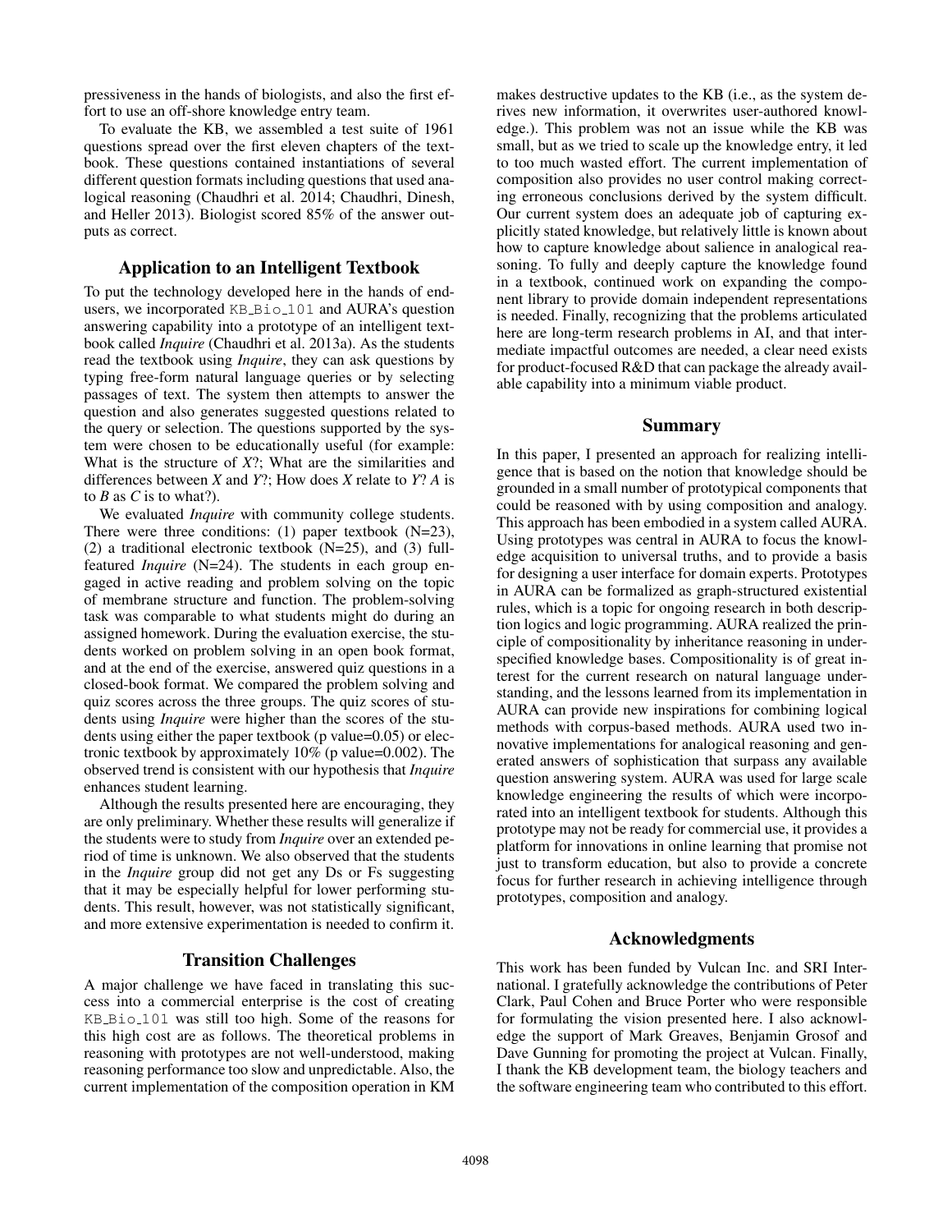pressiveness in the hands of biologists, and also the first effort to use an off-shore knowledge entry team.

To evaluate the KB, we assembled a test suite of 1961 questions spread over the first eleven chapters of the textbook. These questions contained instantiations of several different question formats including questions that used analogical reasoning (Chaudhri et al. 2014; Chaudhri, Dinesh, and Heller 2013). Biologist scored 85% of the answer outputs as correct.

## Application to an Intelligent Textbook

To put the technology developed here in the hands of end-users, we incorporated `KB_Bio_101` and AURA's question answering capability into a prototype of an intelligent textbook called *Inquire* (Chaudhri et al. 2013a). As the students read the textbook using *Inquire*, they can ask questions by typing free-form natural language queries or by selecting passages of text. The system then attempts to answer the question and also generates suggested questions related to the query or selection. The questions supported by the system were chosen to be educationally useful (for example: What is the structure of *X*?; What are the similarities and differences between *X* and *Y*?; How does *X* relate to *Y*? *A* is to *B* as *C* is to what?).

We evaluated *Inquire* with community college students. There were three conditions: (1) paper textbook (N=23), (2) a traditional electronic textbook (N=25), and (3) full-featured *Inquire* (N=24). The students in each group engaged in active reading and problem solving on the topic of membrane structure and function. The problem-solving task was comparable to what students might do during an assigned homework. During the evaluation exercise, the students worked on problem solving in an open book format, and at the end of the exercise, answered quiz questions in a closed-book format. We compared the problem solving and quiz scores across the three groups. The quiz scores of students using *Inquire* were higher than the scores of the students using either the paper textbook (p value=0.05) or electronic textbook by approximately 10% (p value=0.002). The observed trend is consistent with our hypothesis that *Inquire* enhances student learning.

Although the results presented here are encouraging, they are only preliminary. Whether these results will generalize if the students were to study from *Inquire* over an extended period of time is unknown. We also observed that the students in the *Inquire* group did not get any Ds or Fs suggesting that it may be especially helpful for lower performing students. This result, however, was not statistically significant, and more extensive experimentation is needed to confirm it.

## Transition Challenges

A major challenge we have faced in translating this success into a commercial enterprise is the cost of creating `KB_Bio_101` was still too high. Some of the reasons for this high cost are as follows. The theoretical problems in reasoning with prototypes are not well-understood, making reasoning performance too slow and unpredictable. Also, the current implementation of the composition operation in KM makes destructive updates to the KB (i.e., as the system derives new information, it overwrites user-authored knowledge.). This problem was not an issue while the KB was small, but as we tried to scale up the knowledge entry, it led to too much wasted effort. The current implementation of composition also provides no user control making correcting erroneous conclusions derived by the system difficult. Our current system does an adequate job of capturing explicitly stated knowledge, but relatively little is known about how to capture knowledge about salience in analogical reasoning. To fully and deeply capture the knowledge found in a textbook, continued work on expanding the component library to provide domain independent representations is needed. Finally, recognizing that the problems articulated here are long-term research problems in AI, and that intermediate impactful outcomes are needed, a clear need exists for product-focused R&D that can package the already available capability into a minimum viable product.

## Summary

In this paper, I presented an approach for realizing intelligence that is based on the notion that knowledge should be grounded in a small number of prototypical components that could be reasoned with by using composition and analogy. This approach has been embodied in a system called AURA. Using prototypes was central in AURA to focus the knowledge acquisition to universal truths, and to provide a basis for designing a user interface for domain experts. Prototypes in AURA can be formalized as graph-structured existential rules, which is a topic for ongoing research in both description logics and logic programming. AURA realized the principle of compositionality by inheritance reasoning in underspecified knowledge bases. Compositionality is of great interest for the current research on natural language understanding, and the lessons learned from its implementation in AURA can provide new inspirations for combining logical methods with corpus-based methods. AURA used two innovative implementations for analogical reasoning and generated answers of sophistication that surpass any available question answering system. AURA was used for large scale knowledge engineering the results of which were incorporated into an intelligent textbook for students. Although this prototype may not be ready for commercial use, it provides a platform for innovations in online learning that promise not just to transform education, but also to provide a concrete focus for further research in achieving intelligence through prototypes, composition and analogy.

## Acknowledgments

This work has been funded by Vulcan Inc. and SRI International. I gratefully acknowledge the contributions of Peter Clark, Paul Cohen and Bruce Porter who were responsible for formulating the vision presented here. I also acknowledge the support of Mark Greaves, Benjamin Grosof and Dave Gunning for promoting the project at Vulcan. Finally, I thank the KB development team, the biology teachers and the software engineering team who contributed to this effort.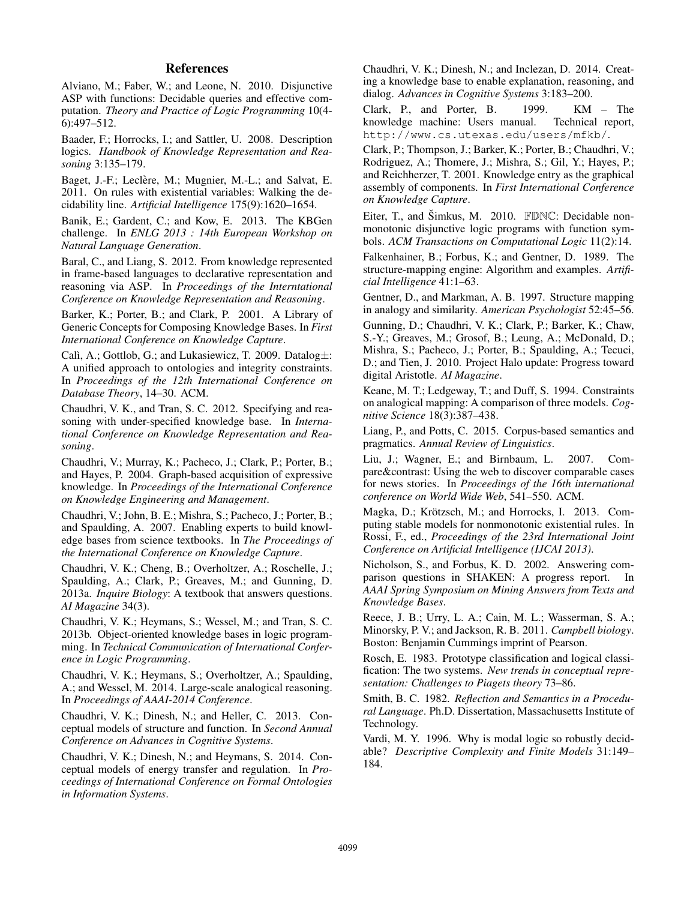## References

Alviano, M.; Faber, W.; and Leone, N. 2010. Disjunctive ASP with functions: Decidable queries and effective computation. *Theory and Practice of Logic Programming* 10(4-6):497–512.

Baader, F.; Horrocks, I.; and Sattler, U. 2008. Description logics. *Handbook of Knowledge Representation and Reasoning* 3:135–179.

Baget, J.-F.; Leclère, M.; Mugnier, M.-L.; and Salvat, E. 2011. On rules with existential variables: Walking the decidability line. *Artificial Intelligence* 175(9):1620–1654.

Banik, E.; Gardent, C.; and Kow, E. 2013. The KBGen challenge. In *ENLG 2013 : 14th European Workshop on Natural Language Generation*.

Baral, C., and Liang, S. 2012. From knowledge represented in frame-based languages to declarative representation and reasoning via ASP. In *Proceedings of the Interntational Conference on Knowledge Representation and Reasoning*.

Barker, K.; Porter, B.; and Clark, P. 2001. A Library of Generic Concepts for Composing Knowledge Bases. In *First International Conference on Knowledge Capture*.

Calì, A.; Gottlob, G.; and Lukasiewicz, T. 2009. Datalog±: A unified approach to ontologies and integrity constraints. In *Proceedings of the 12th International Conference on Database Theory*, 14–30. ACM.

Chaudhri, V. K., and Tran, S. C. 2012. Specifying and reasoning with under-specified knowledge base. In *International Conference on Knowledge Representation and Reasoning*.

Chaudhri, V.; Murray, K.; Pacheco, J.; Clark, P.; Porter, B.; and Hayes, P. 2004. Graph-based acquisition of expressive knowledge. In *Proceedings of the International Conference on Knowledge Engineering and Management*.

Chaudhri, V.; John, B. E.; Mishra, S.; Pacheco, J.; Porter, B.; and Spaulding, A. 2007. Enabling experts to build knowledge bases from science textbooks. In *The Proceedings of the International Conference on Knowledge Capture*.

Chaudhri, V. K.; Cheng, B.; Overholtzer, A.; Roschelle, J.; Spaulding, A.; Clark, P.; Greaves, M.; and Gunning, D. 2013a. *Inquire Biology*: A textbook that answers questions. *AI Magazine* 34(3).

Chaudhri, V. K.; Heymans, S.; Wessel, M.; and Tran, S. C. 2013b. Object-oriented knowledge bases in logic programming. In *Technical Communication of International Conference in Logic Programming*.

Chaudhri, V. K.; Heymans, S.; Overholtzer, A.; Spaulding, A.; and Wessel, M. 2014. Large-scale analogical reasoning. In *Proceedings of AAAI-2014 Conference*.

Chaudhri, V. K.; Dinesh, N.; and Heller, C. 2013. Conceptual models of structure and function. In *Second Annual Conference on Advances in Cognitive Systems*.

Chaudhri, V. K.; Dinesh, N.; and Heymans, S. 2014. Conceptual models of energy transfer and regulation. In *Proceedings of International Conference on Formal Ontologies in Information Systems*.

Chaudhri, V. K.; Dinesh, N.; and Inclezan, D. 2014. Creating a knowledge base to enable explanation, reasoning, and dialog. *Advances in Cognitive Systems* 3:183–200.

Clark, P., and Porter, B. 1999. KM – The knowledge machine: Users manual. Technical report, http://www.cs.utexas.edu/users/mfkb/.

Clark, P.; Thompson, J.; Barker, K.; Porter, B.; Chaudhri, V.; Rodriguez, A.; Thomere, J.; Mishra, S.; Gil, Y.; Hayes, P.; and Reichherzer, T. 2001. Knowledge entry as the graphical assembly of components. In *First International Conference on Knowledge Capture*.

Eiter, T., and Šimkus, M. 2010. $\mathbb{FDNC}$: Decidable non-monotonic disjunctive logic programs with function symbols. *ACM Transactions on Computational Logic* 11(2):14.

Falkenhainer, B.; Forbus, K.; and Gentner, D. 1989. The structure-mapping engine: Algorithm and examples. *Artificial Intelligence* 41:1–63.

Gentner, D., and Markman, A. B. 1997. Structure mapping in analogy and similarity. *American Psychologist* 52:45–56.

Gunning, D.; Chaudhri, V. K.; Clark, P.; Barker, K.; Chaw, S.-Y.; Greaves, M.; Grosof, B.; Leung, A.; McDonald, D.; Mishra, S.; Pacheco, J.; Porter, B.; Spaulding, A.; Tecuci, D.; and Tien, J. 2010. Project Halo update: Progress toward digital Aristotle. *AI Magazine*.

Keane, M. T.; Ledgeway, T.; and Duff, S. 1994. Constraints on analogical mapping: A comparison of three models. *Cognitive Science* 18(3):387–438.

Liang, P., and Potts, C. 2015. Corpus-based semantics and pragmatics. *Annual Review of Linguistics*.

Liu, J.; Wagner, E.; and Birnbaum, L. 2007. Compare&contrast: Using the web to discover comparable cases for news stories. In *Proceedings of the 16th international conference on World Wide Web*, 541–550. ACM.

Magka, D.; Krötzsch, M.; and Horrocks, I. 2013. Computing stable models for nonmonotonic existential rules. In Rossi, F., ed., *Proceedings of the 23rd International Joint Conference on Artificial Intelligence (IJCAI 2013)*.

Nicholson, S., and Forbus, K. D. 2002. Answering comparison questions in SHAKEN: A progress report. In *AAAI Spring Symposium on Mining Answers from Texts and Knowledge Bases*.

Reece, J. B.; Urry, L. A.; Cain, M. L.; Wasserman, S. A.; Minorsky, P. V.; and Jackson, R. B. 2011. *Campbell biology*. Boston: Benjamin Cummings imprint of Pearson.

Rosch, E. 1983. Prototype classification and logical classification: The two systems. *New trends in conceptual representation: Challenges to Piagets theory* 73–86.

Smith, B. C. 1982. *Reflection and Semantics in a Procedural Language*. Ph.D. Dissertation, Massachusetts Institute of Technology.

Vardi, M. Y. 1996. Why is modal logic so robustly decidable? *Descriptive Complexity and Finite Models* 31:149–184.